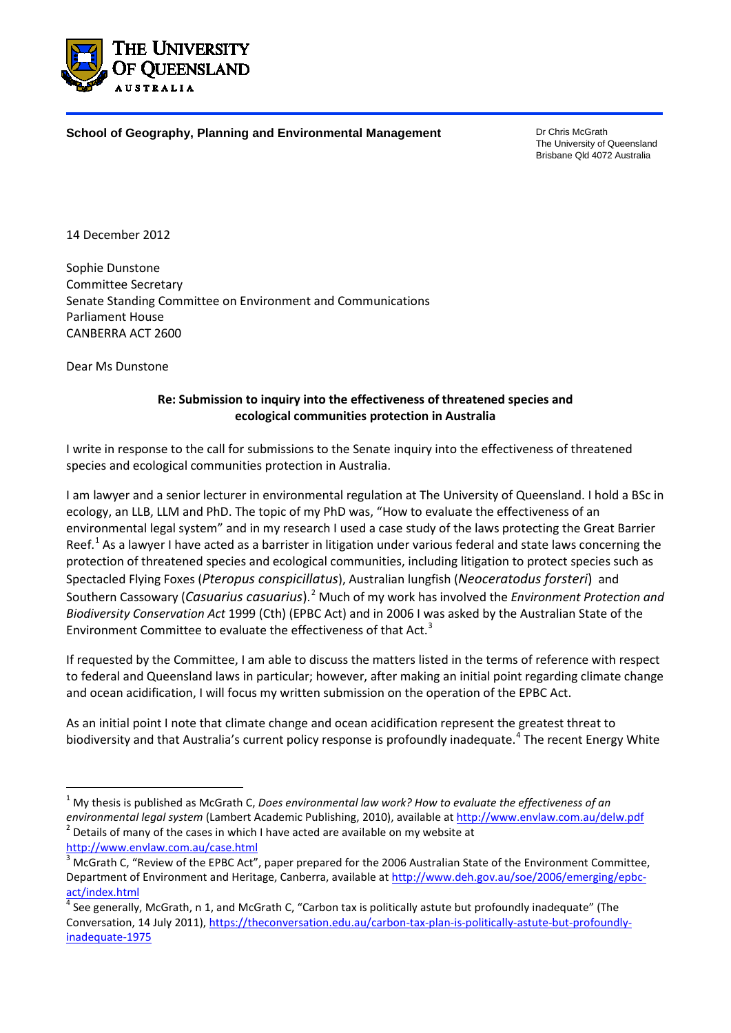**THE UNIVERSITY OF QUEENSLAND**
**AUSTRALIA**

**School of Geography, Planning and Environmental Management**

Dr Chris McGrath
The University of Queensland
Brisbane Qld 4072 Australia

14 December 2012

Sophie Dunstone
Committee Secretary
Senate Standing Committee on Environment and Communications
Parliament House
CANBERRA ACT 2600

Dear Ms Dunstone

**Re: Submission to inquiry into the effectiveness of threatened species and ecological communities protection in Australia**

I write in response to the call for submissions to the Senate inquiry into the effectiveness of threatened species and ecological communities protection in Australia.

I am lawyer and a senior lecturer in environmental regulation at The University of Queensland. I hold a BSc in ecology, an LLB, LLM and PhD. The topic of my PhD was, "How to evaluate the effectiveness of an environmental legal system" and in my research I used a case study of the laws protecting the Great Barrier Reef.[1] As a lawyer I have acted as a barrister in litigation under various federal and state laws concerning the protection of threatened species and ecological communities, including litigation to protect species such as Spectacled Flying Foxes (*Pteropus conspicillatus*), Australian lungfish (*Neoceratodus forsteri*) and Southern Cassowary (*Casuarius casuarius*).[2] Much of my work has involved the *Environment Protection and Biodiversity Conservation Act* 1999 (Cth) (EPBC Act) and in 2006 I was asked by the Australian State of the Environment Committee to evaluate the effectiveness of that Act.[3]

If requested by the Committee, I am able to discuss the matters listed in the terms of reference with respect to federal and Queensland laws in particular; however, after making an initial point regarding climate change and ocean acidification, I will focus my written submission on the operation of the EPBC Act.

As an initial point I note that climate change and ocean acidification represent the greatest threat to biodiversity and that Australia's current policy response is profoundly inadequate.[4] The recent Energy White

---

[1] My thesis is published as McGrath C, *Does environmental law work? How to evaluate the effectiveness of an environmental legal system* (Lambert Academic Publishing, 2010), available at http://www.envlaw.com.au/delw.pdf

[2] Details of many of the cases in which I have acted are available on my website at http://www.envlaw.com.au/case.html

[3] McGrath C, "Review of the EPBC Act", paper prepared for the 2006 Australian State of the Environment Committee, Department of Environment and Heritage, Canberra, available at http://www.deh.gov.au/soe/2006/emerging/epbc-act/index.html

[4] See generally, McGrath, n 1, and McGrath C, "Carbon tax is politically astute but profoundly inadequate" (The Conversation, 14 July 2011), https://theconversation.edu.au/carbon-tax-plan-is-politically-astute-but-profoundly-inadequate-1975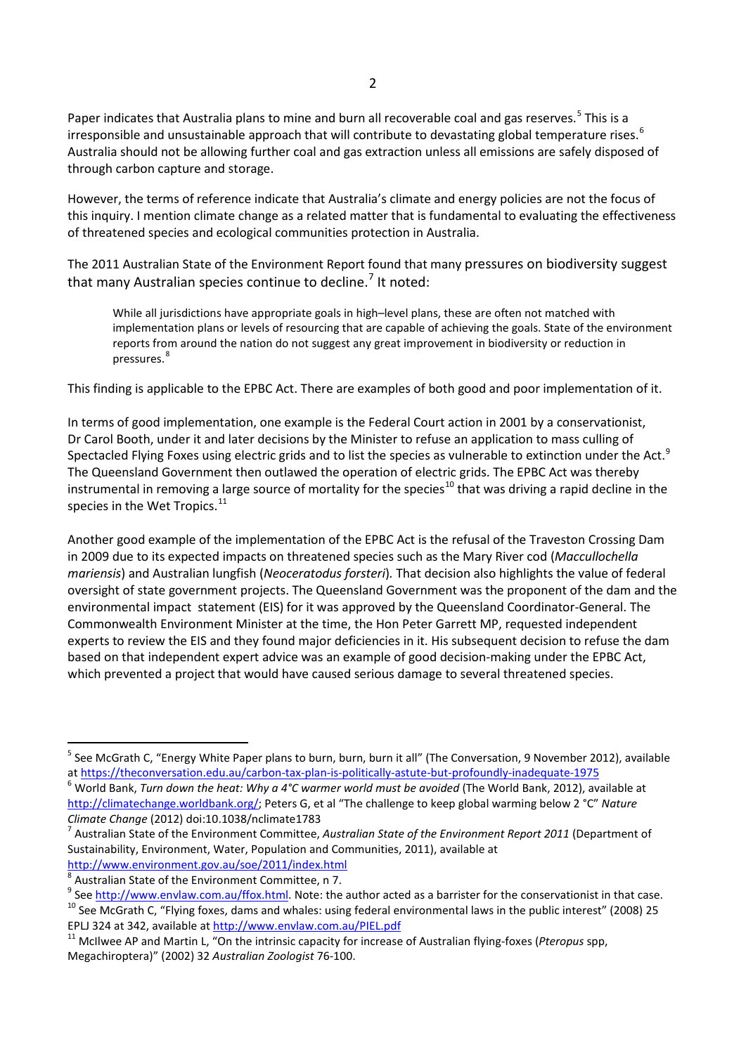Paper indicates that Australia plans to mine and burn all recoverable coal and gas reserves.[5] This is a irresponsible and unsustainable approach that will contribute to devastating global temperature rises.[6] Australia should not be allowing further coal and gas extraction unless all emissions are safely disposed of through carbon capture and storage.

However, the terms of reference indicate that Australia's climate and energy policies are not the focus of this inquiry. I mention climate change as a related matter that is fundamental to evaluating the effectiveness of threatened species and ecological communities protection in Australia.

The 2011 Australian State of the Environment Report found that many pressures on biodiversity suggest that many Australian species continue to decline.[7] It noted:

> While all jurisdictions have appropriate goals in high–level plans, these are often not matched with implementation plans or levels of resourcing that are capable of achieving the goals. State of the environment reports from around the nation do not suggest any great improvement in biodiversity or reduction in pressures.[8]

This finding is applicable to the EPBC Act. There are examples of both good and poor implementation of it.

In terms of good implementation, one example is the Federal Court action in 2001 by a conservationist, Dr Carol Booth, under it and later decisions by the Minister to refuse an application to mass culling of Spectacled Flying Foxes using electric grids and to list the species as vulnerable to extinction under the Act.[9] The Queensland Government then outlawed the operation of electric grids. The EPBC Act was thereby instrumental in removing a large source of mortality for the species[10] that was driving a rapid decline in the species in the Wet Tropics.[11]

Another good example of the implementation of the EPBC Act is the refusal of the Traveston Crossing Dam in 2009 due to its expected impacts on threatened species such as the Mary River cod (*Maccullochella mariensis*) and Australian lungfish (*Neoceratodus forsteri*). That decision also highlights the value of federal oversight of state government projects. The Queensland Government was the proponent of the dam and the environmental impact statement (EIS) for it was approved by the Queensland Coordinator-General. The Commonwealth Environment Minister at the time, the Hon Peter Garrett MP, requested independent experts to review the EIS and they found major deficiencies in it. His subsequent decision to refuse the dam based on that independent expert advice was an example of good decision-making under the EPBC Act, which prevented a project that would have caused serious damage to several threatened species.

---

[5] See McGrath C, "Energy White Paper plans to burn, burn, burn it all" (The Conversation, 9 November 2012), available at https://theconversation.edu.au/carbon-tax-plan-is-politically-astute-but-profoundly-inadequate-1975

[6] World Bank, *Turn down the heat: Why a 4°C warmer world must be avoided* (The World Bank, 2012), available at http://climatechange.worldbank.org/; Peters G, et al "The challenge to keep global warming below 2 °C" *Nature Climate Change* (2012) doi:10.1038/nclimate1783

[7] Australian State of the Environment Committee, *Australian State of the Environment Report 2011* (Department of Sustainability, Environment, Water, Population and Communities, 2011), available at http://www.environment.gov.au/soe/2011/index.html

[8] Australian State of the Environment Committee, n 7.

[9] See http://www.envlaw.com.au/ffox.html. Note: the author acted as a barrister for the conservationist in that case.

[10] See McGrath C, "Flying foxes, dams and whales: using federal environmental laws in the public interest" (2008) 25 EPLJ 324 at 342, available at http://www.envlaw.com.au/PIEL.pdf

[11] McIlwee AP and Martin L, "On the intrinsic capacity for increase of Australian flying-foxes (*Pteropus* spp, Megachiroptera)" (2002) 32 *Australian Zoologist* 76-100.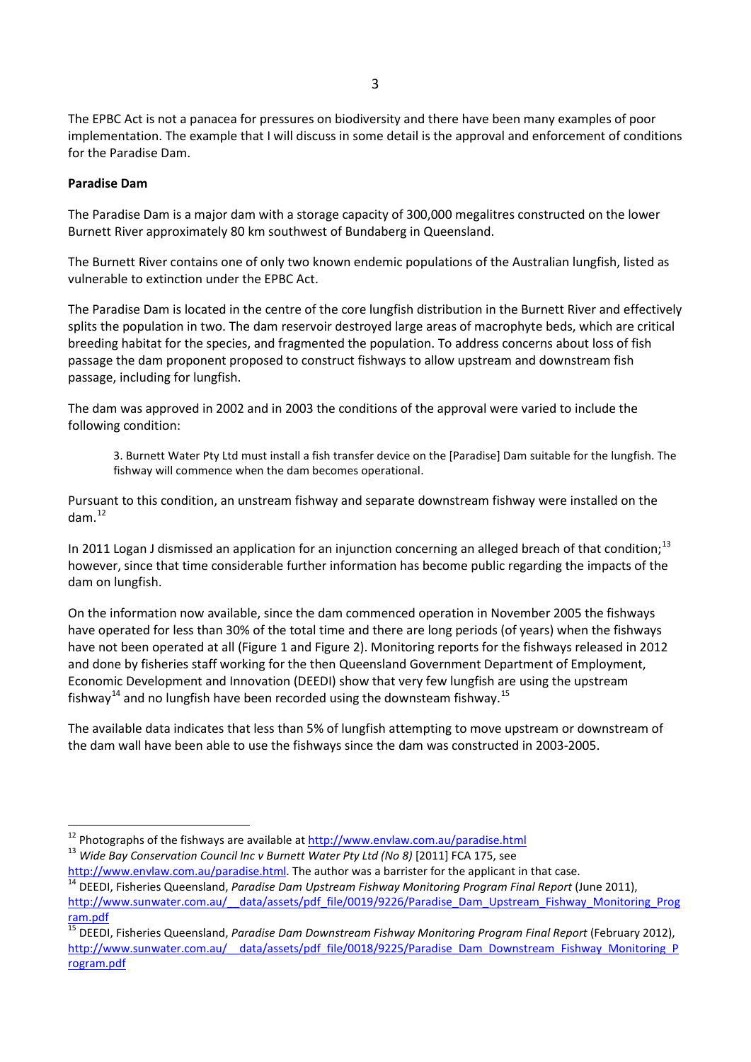The EPBC Act is not a panacea for pressures on biodiversity and there have been many examples of poor implementation. The example that I will discuss in some detail is the approval and enforcement of conditions for the Paradise Dam.

**Paradise Dam**

The Paradise Dam is a major dam with a storage capacity of 300,000 megalitres constructed on the lower Burnett River approximately 80 km southwest of Bundaberg in Queensland.

The Burnett River contains one of only two known endemic populations of the Australian lungfish, listed as vulnerable to extinction under the EPBC Act.

The Paradise Dam is located in the centre of the core lungfish distribution in the Burnett River and effectively splits the population in two. The dam reservoir destroyed large areas of macrophyte beds, which are critical breeding habitat for the species, and fragmented the population. To address concerns about loss of fish passage the dam proponent proposed to construct fishways to allow upstream and downstream fish passage, including for lungfish.

The dam was approved in 2002 and in 2003 the conditions of the approval were varied to include the following condition:

> 3. Burnett Water Pty Ltd must install a fish transfer device on the [Paradise] Dam suitable for the lungfish. The fishway will commence when the dam becomes operational.

Pursuant to this condition, an unstream fishway and separate downstream fishway were installed on the dam.[12]

In 2011 Logan J dismissed an application for an injunction concerning an alleged breach of that condition;[13] however, since that time considerable further information has become public regarding the impacts of the dam on lungfish.

On the information now available, since the dam commenced operation in November 2005 the fishways have operated for less than 30% of the total time and there are long periods (of years) when the fishways have not been operated at all (Figure 1 and Figure 2). Monitoring reports for the fishways released in 2012 and done by fisheries staff working for the then Queensland Government Department of Employment, Economic Development and Innovation (DEEDI) show that very few lungfish are using the upstream fishway[14] and no lungfish have been recorded using the downsteam fishway.[15]

The available data indicates that less than 5% of lungfish attempting to move upstream or downstream of the dam wall have been able to use the fishways since the dam was constructed in 2003-2005.

---

[12] Photographs of the fishways are available at http://www.envlaw.com.au/paradise.html

[13] *Wide Bay Conservation Council Inc v Burnett Water Pty Ltd (No 8)* [2011] FCA 175, see http://www.envlaw.com.au/paradise.html. The author was a barrister for the applicant in that case.

[14] DEEDI, Fisheries Queensland, *Paradise Dam Upstream Fishway Monitoring Program Final Report* (June 2011), http://www.sunwater.com.au/__data/assets/pdf_file/0019/9226/Paradise_Dam_Upstream_Fishway_Monitoring_Program.pdf

[15] DEEDI, Fisheries Queensland, *Paradise Dam Downstream Fishway Monitoring Program Final Report* (February 2012), http://www.sunwater.com.au/__data/assets/pdf_file/0018/9225/Paradise_Dam_Downstream_Fishway_Monitoring_Program.pdf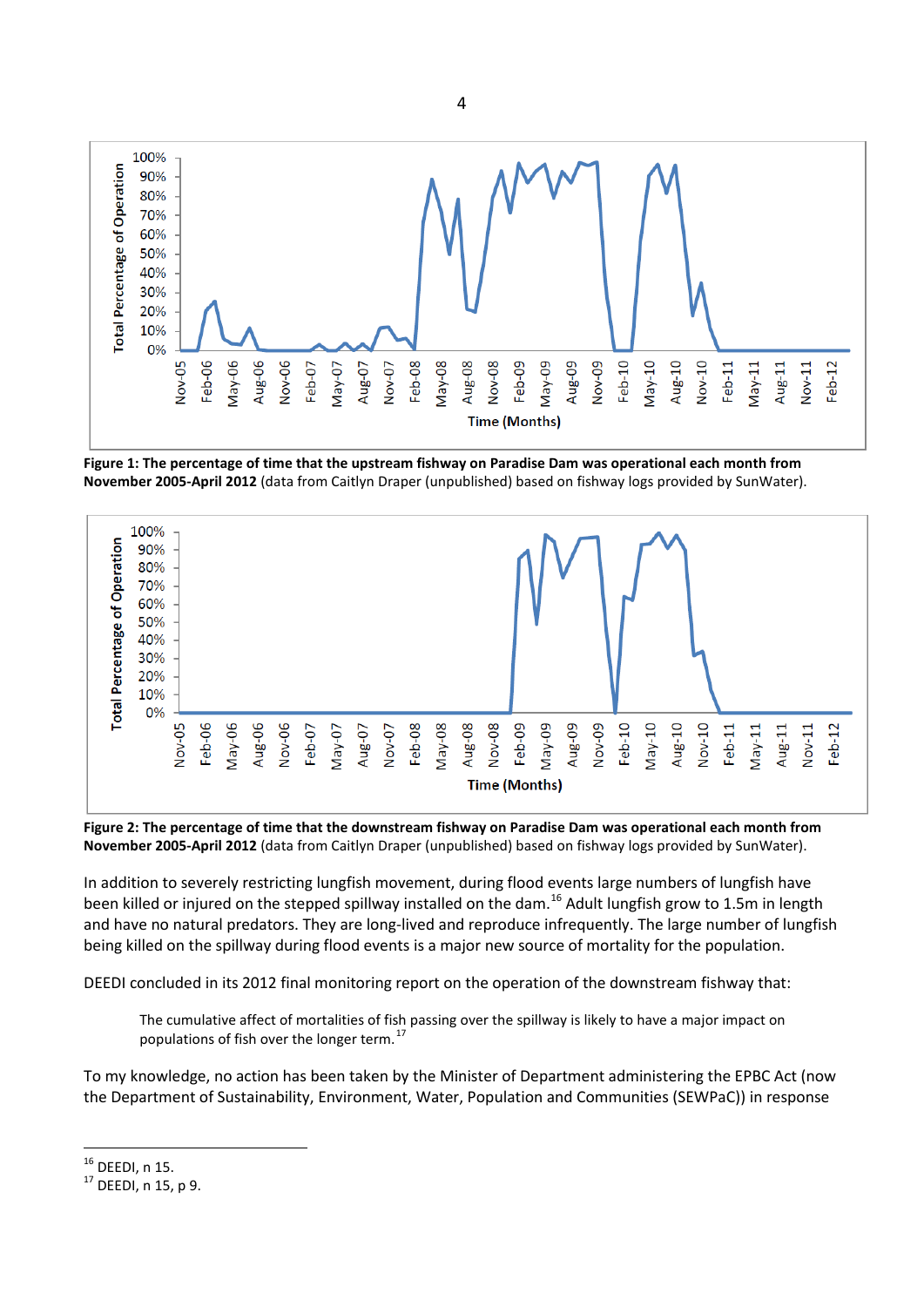Total Percentage of Operation

100%
90%
80%
70%
60%
50%
40%
30%
20%
10%
0%

Nov-05 Feb-06 May-06 Aug-06 Nov-06 Feb-07 May-07 Aug-07 Nov-07 Feb-08 May-08 Aug-08 Nov-08 Feb-09 May-09 Aug-09 Nov-09 Feb-10 May-10 Aug-10 Nov-10 Feb-11 May-11 Aug-11 Nov-11 Feb-12

Time (Months)

**Figure 1: The percentage of time that the upstream fishway on Paradise Dam was operational each month from November 2005-April 2012** (data from Caitlyn Draper (unpublished) based on fishway logs provided by SunWater).

Total Percentage of Operation

100%
90%
80%
70%
60%
50%
40%
30%
20%
10%
0%

Nov-05 Feb-06 May-06 Aug-06 Nov-06 Feb-07 May-07 Aug-07 Nov-07 Feb-08 May-08 Aug-08 Nov-08 Feb-09 May-09 Aug-09 Nov-09 Feb-10 May-10 Aug-10 Nov-10 Feb-11 May-11 Aug-11 Nov-11 Feb-12

Time (Months)

**Figure 2: The percentage of time that the downstream fishway on Paradise Dam was operational each month from November 2005-April 2012** (data from Caitlyn Draper (unpublished) based on fishway logs provided by SunWater).

In addition to severely restricting lungfish movement, during flood events large numbers of lungfish have been killed or injured on the stepped spillway installed on the dam.[16] Adult lungfish grow to 1.5m in length and have no natural predators. They are long-lived and reproduce infrequently. The large number of lungfish being killed on the spillway during flood events is a major new source of mortality for the population.

DEEDI concluded in its 2012 final monitoring report on the operation of the downstream fishway that:

> The cumulative affect of mortalities of fish passing over the spillway is likely to have a major impact on populations of fish over the longer term.[17]

To my knowledge, no action has been taken by the Minister of Department administering the EPBC Act (now the Department of Sustainability, Environment, Water, Population and Communities (SEWPaC)) in response

[16] DEEDI, n 15.

[17] DEEDI, n 15, p 9.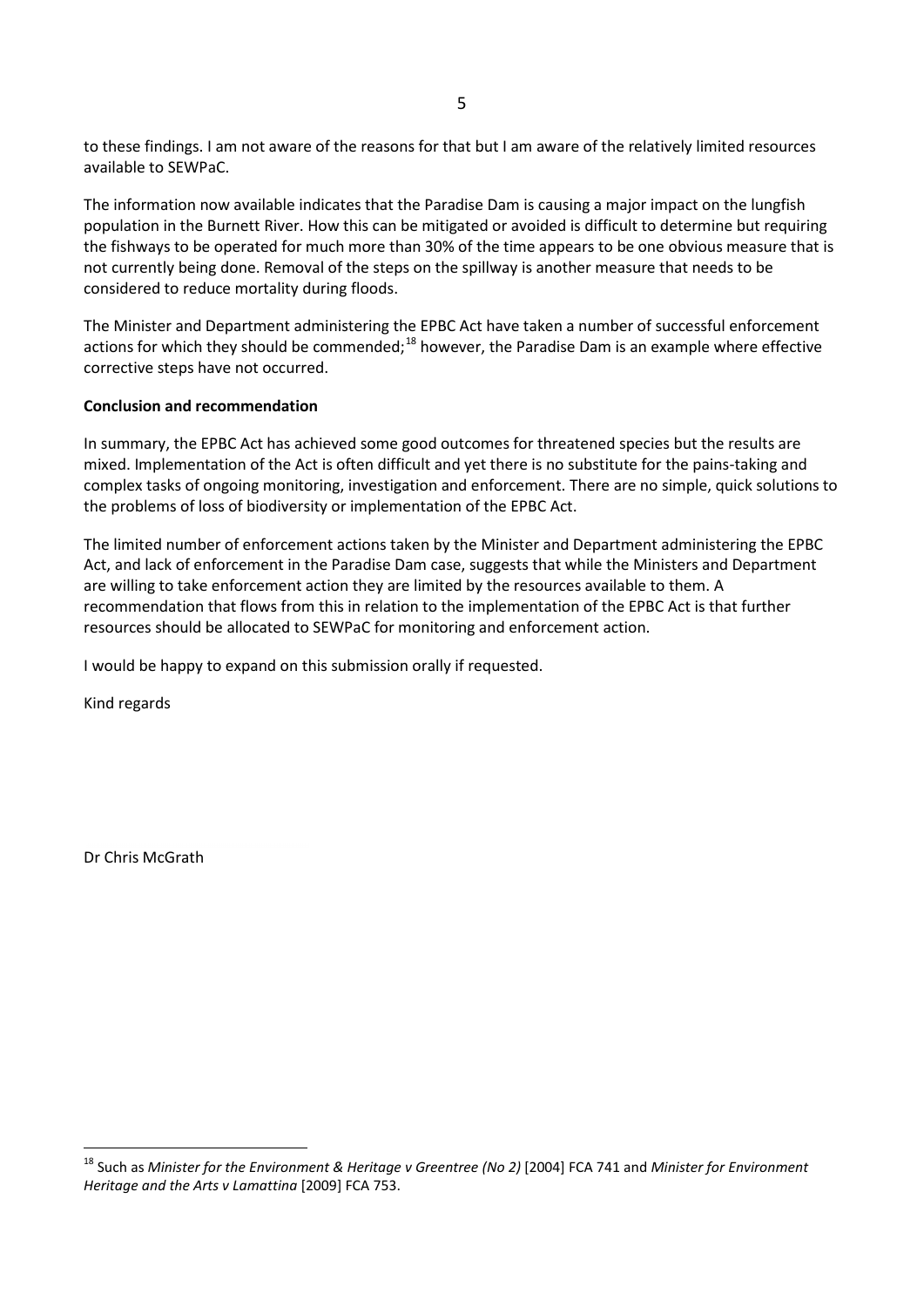to these findings. I am not aware of the reasons for that but I am aware of the relatively limited resources available to SEWPaC.

The information now available indicates that the Paradise Dam is causing a major impact on the lungfish population in the Burnett River. How this can be mitigated or avoided is difficult to determine but requiring the fishways to be operated for much more than 30% of the time appears to be one obvious measure that is not currently being done. Removal of the steps on the spillway is another measure that needs to be considered to reduce mortality during floods.

The Minister and Department administering the EPBC Act have taken a number of successful enforcement actions for which they should be commended;[18] however, the Paradise Dam is an example where effective corrective steps have not occurred.

**Conclusion and recommendation**

In summary, the EPBC Act has achieved some good outcomes for threatened species but the results are mixed. Implementation of the Act is often difficult and yet there is no substitute for the pains-taking and complex tasks of ongoing monitoring, investigation and enforcement. There are no simple, quick solutions to the problems of loss of biodiversity or implementation of the EPBC Act.

The limited number of enforcement actions taken by the Minister and Department administering the EPBC Act, and lack of enforcement in the Paradise Dam case, suggests that while the Ministers and Department are willing to take enforcement action they are limited by the resources available to them. A recommendation that flows from this in relation to the implementation of the EPBC Act is that further resources should be allocated to SEWPaC for monitoring and enforcement action.

I would be happy to expand on this submission orally if requested.

Kind regards

Dr Chris McGrath

[18] Such as *Minister for the Environment & Heritage v Greentree (No 2)* [2004] FCA 741 and *Minister for Environment Heritage and the Arts v Lamattina* [2009] FCA 753.